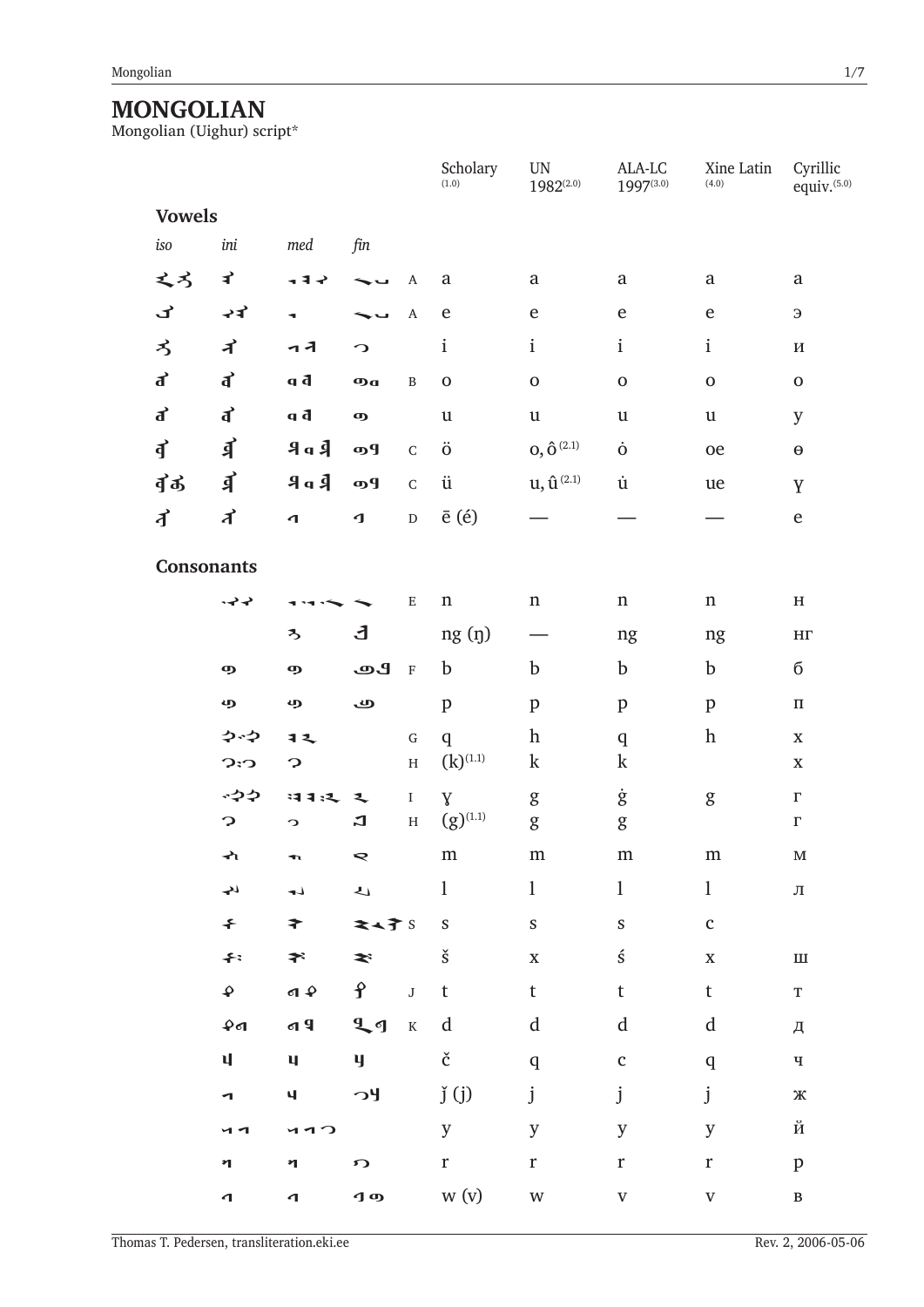# MONGOLIAN

Mongolian (Uighur) script*

| iso | ini | med | fin | | Scholarly [1.0] | UN 1982[2.0] | ALA-LC 1997[3.0] | Xine Latin [4.0] | Cyrillic equiv.[5.0] |
|---|---|---|---|---|---|---|---|---|---|
| **Vowels** | | | | | | | | | |
| ᠠ | ᠠ‍ | ‍ᠠ‍ | ‍ᠠ | A | a | a | a | a | а |
| ᠡ | ᠡ‍ | ‍ᠡ‍ | ‍ᠡ | A | e | e | e | e | э |
| ᠢ | ᠢ‍ | ‍ᠢ‍ | ‍ᠢ | | i | i | i | i | и |
| ᠣ | ᠣ‍ | ‍ᠣ‍ | ‍ᠣ | B | o | o | o | o | о |
| ᠤ | ᠤ‍ | ‍ᠤ‍ | ‍ᠤ | | u | u | u | u | у |
| ᠥ | ᠥ‍ | ‍ᠥ‍ | ‍ᠥ | C | ö | o, ô[2.1] | ȯ | oe | ө |
| ᠦ | ᠦ‍ | ‍ᠦ‍ | ‍ᠦ | C | ü | u, û[2.1] | u̇ | ue | ү |
| ᠧ | ᠧ‍ | ‍ᠧ‍ | ‍ᠧ | D | ē (é) | — | — | — | е |
| **Consonants** | | | | | | | | | |
| | ᠨ‍ | ‍ᠨ‍ | ‍ᠨ | E | n | n | n | n | н |
| | | ‍ᠩ‍ | ‍ᠩ | | ng (ŋ) | — | ng | ng | нг |
| | ᠪ‍ | ‍ᠪ‍ | ‍ᠪ | F | b | b | b | b | б |
| | ᠫ‍ | ‍ᠫ‍ | ‍ᠫ | | p | p | p | p | п |
| | ᠬ‍ | ‍ᠬ‍ | | G | q | h | q | h | х |
| | ᠬ‍ | ‍ᠬ‍ | | H | (k)[1.1] | k | k | | х |
| | ᠭ‍ | ‍ᠭ‍ | ‍ᠭ | I | γ | g | ġ | g | г |
| | ᠭ‍ | ‍ᠭ‍ | ‍ᠭ | H | (g)[1.1] | g | g | | г |
| | ᠮ‍ | ‍ᠮ‍ | ‍ᠮ | | m | m | m | m | м |
| | ᠯ‍ | ‍ᠯ‍ | ‍ᠯ | | l | l | l | l | л |
| | ᠰ‍ | ‍ᠰ‍ | ‍ᠰ | S | s | s | s | c | |
| | ᠱ‍ | ‍ᠱ‍ | ‍ᠱ | | š | x | ś | x | ш |
| | ᠲ‍ | ‍ᠲ‍ | ‍ᠲ | J | t | t | t | t | т |
| | ᠳ‍ | ‍ᠳ‍ | ‍ᠳ | K | d | d | d | d | д |
| | ᠴ‍ | ‍ᠴ‍ | ‍ᠴ | | č | q | c | q | ч |
| | ᠵ‍ | ‍ᠵ‍ | ‍ᠵ | | ǰ (j) | j | j | j | ж |
| | ᠶ‍ | ‍ᠶ‍ | | | y | y | y | y | й |
| | ᠷ‍ | ‍ᠷ‍ | ‍ᠷ | | r | r | r | r | р |
| | ᠸ‍ | ‍ᠸ‍ | ‍ᠸ | | w (v) | w | v | v | в |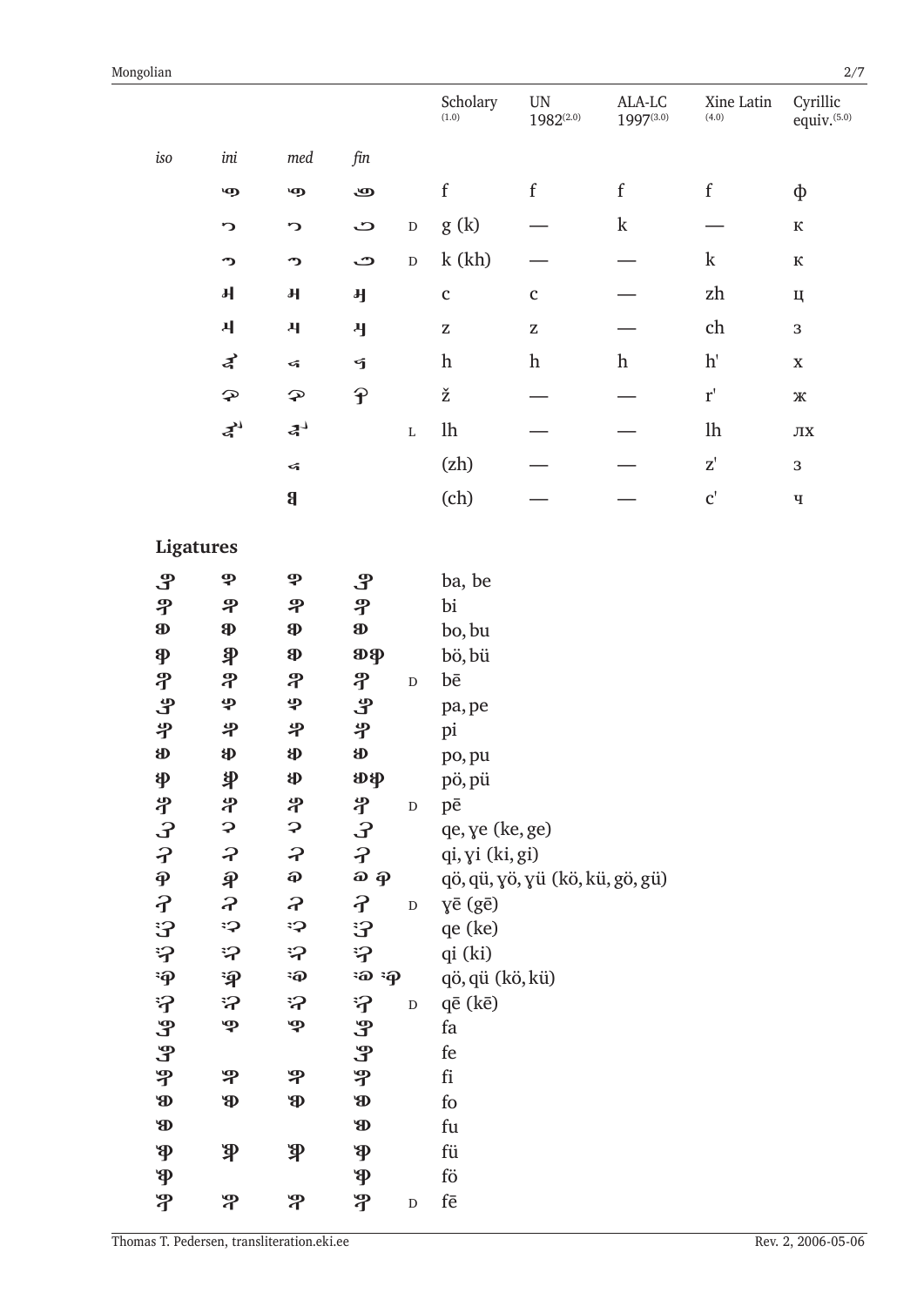| iso | ini | med | fin | | Scholarly (1.0) | UN 1982 (2.0) | ALA-LC 1997 (3.0) | Xine Latin (4.0) | Cyrillic equiv. (5.0) |
|---|---|---|---|---|---|---|---|---|---|
| | ᠹ | ᠹ | ᠹ | | f | f | f | f | ф |
| | ᠺ | ᠺ | ᠺ | D | g (k) | — | k | — | к |
| | ᠻ | ᠻ | ᠻ | D | k (kh) | — | — | k | к |
| | ᠼ | ᠼ | ᠼ | | c | c | — | zh | ц |
| | ᠽ | ᠽ | ᠽ | | z | z | — | ch | з |
| | ᠾ | ᠾ | ᠾ | | h | h | h | h' | х |
| | ᠿ | ᠿ | ᠿ | | ž | — | — | r' | ж |
| | ᡀ | ᡀ | | L | lh | — | — | lh | лх |
| | | ᡁ | | | (zh) | — | — | z' | з |
| | | ᡂ | | | (ch) | — | — | c' | ч |

## Ligatures

| iso | ini | med | fin | | |
|---|---|---|---|---|---|
| ᠪᠡ | ᠪᠡ | ᠪᠡ | ᠪᠡ | | ba, be |
| ᠪᠢ | ᠪᠢ | ᠪᠢ | ᠪᠢ | | bi |
| ᠪᠣ | ᠪᠣ | ᠪᠣ | ᠪᠣ | | bo, bu |
| ᠪᠥ | ᠪᠥ | ᠪᠥ | ᠪᠥ ᠪᠥ | | bö, bü |
| ᠪᠧ | ᠪᠧ | ᠪᠧ | ᠪᠧ | D | bē |
| ᠫᠡ | ᠫᠡ | ᠫᠡ | ᠫᠡ | | pa, pe |
| ᠫᠢ | ᠫᠢ | ᠫᠢ | ᠫᠢ | | pi |
| ᠫᠣ | ᠫᠣ | ᠫᠣ | ᠫᠣ | | po, pu |
| ᠫᠥ | ᠫᠥ | ᠫᠥ | ᠫᠥ ᠫᠥ | | pö, pü |
| ᠫᠧ | ᠫᠧ | ᠫᠧ | ᠫᠧ | D | pē |
| ᠭᠡ | ᠭᠡ | ᠭᠡ | ᠭᠡ | | qe, ɣe (ke, ge) |
| ᠭᠢ | ᠭᠢ | ᠭᠢ | ᠭᠢ | | qi, ɣi (ki, gi) |
| ᠭᠥ | ᠭᠥ | ᠭᠥ | ᠭᠥ ᠭᠥ | | qö, qü, ɣö, ɣü (kö, kü, gö, gü) |
| ᠭᠧ | ᠭᠧ | ᠭᠧ | ᠭᠧ | D | ɣē (gē) |
| ᠬᠡ | ᠬᠡ | ᠬᠡ | ᠬᠡ | | qe (ke) |
| ᠬᠢ | ᠬᠢ | ᠬᠢ | ᠬᠢ | | qi (ki) |
| ᠬᠥ | ᠬᠥ | ᠬᠥ | ᠬᠥ ᠬᠥ | | qö, qü (kö, kü) |
| ᠬᠧ | ᠬᠧ | ᠬᠧ | ᠬᠧ | D | qē (kē) |
| ᠹᠠ | ᠹᠠ | ᠹᠠ | ᠹᠠ | | fa |
| ᠹᠡ | | | ᠹᠡ | | fe |
| ᠹᠢ | ᠹᠢ | ᠹᠢ | ᠹᠢ | | fi |
| ᠹᠣ | ᠹᠣ | ᠹᠣ | ᠹᠣ | | fo |
| ᠹᠤ | | | ᠹᠤ | | fu |
| ᠹᠦ | ᠹᠦ | ᠹᠦ | ᠹᠦ | | fü |
| ᠹᠥ | | | ᠹᠥ | | fö |
| ᠹᠧ | ᠹᠧ | ᠹᠧ | ᠹᠧ | D | fē |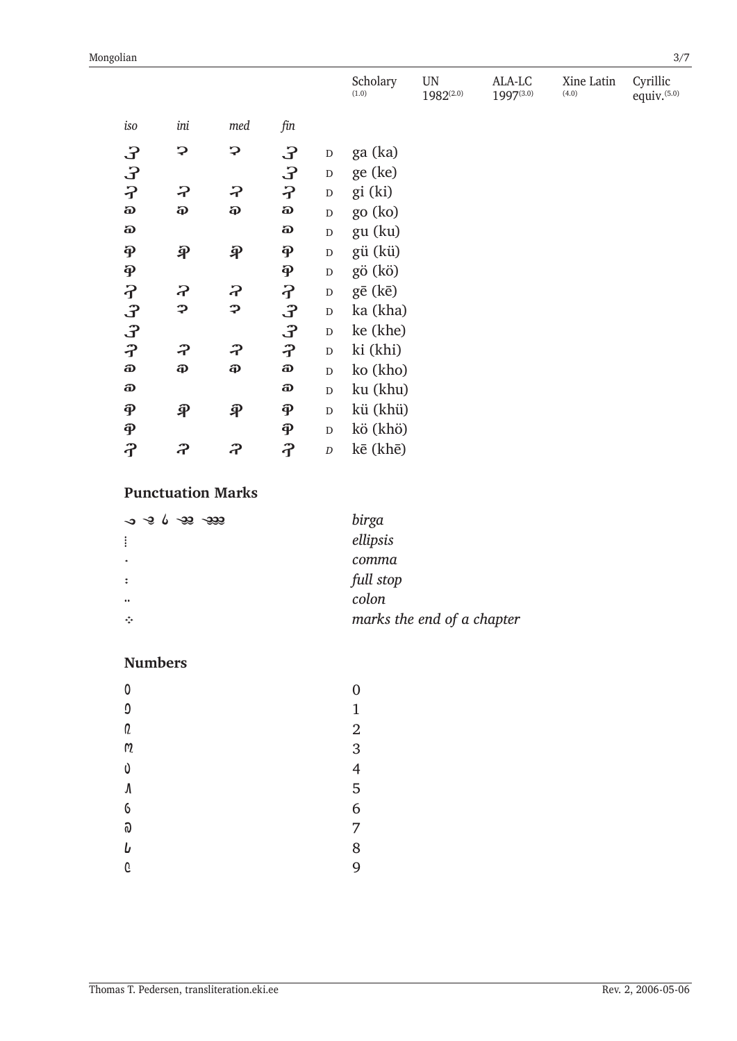| iso | ini | med | fin | | Scholarly (1.0) | UN 1982 (2.0) | ALA-LC 1997 (3.0) | Xine Latin (4.0) | Cyrillic equiv. (5.0) |
|---|---|---|---|---|---|---|---|---|---|
| ᠭᠠ | ᠭᠠ | ᠭᠠ | ᠭᠠ | D | ga (ka) | | | | |
| ᠭᠡ | | | ᠭᠡ | D | ge (ke) | | | | |
| ᠭᠢ | ᠭᠢ | ᠭᠢ | ᠭᠢ | D | gi (ki) | | | | |
| ᠭᠣ | ᠭᠣ | ᠭᠣ | ᠭᠣ | D | go (ko) | | | | |
| ᠭᠤ | | | ᠭᠤ | D | gu (ku) | | | | |
| ᠭᠦ | ᠭᠦ | ᠭᠦ | ᠭᠦ | D | gü (kü) | | | | |
| ᠭᠥ | | | ᠭᠥ | D | gö (kö) | | | | |
| ᠭᠧ | ᠭᠧ | ᠭᠧ | ᠭᠧ | D | gē (kē) | | | | |
| ᠺᠠ | ᠺᠠ | ᠺᠠ | ᠺᠠ | D | ka (kha) | | | | |
| ᠺᠡ | | | ᠺᠡ | D | ke (khe) | | | | |
| ᠺᠢ | ᠺᠢ | ᠺᠢ | ᠺᠢ | D | ki (khi) | | | | |
| ᠺᠣ | ᠺᠣ | ᠺᠣ | ᠺᠣ | D | ko (kho) | | | | |
| ᠺᠤ | | | ᠺᠤ | D | ku (khu) | | | | |
| ᠺᠦ | ᠺᠦ | ᠺᠦ | ᠺᠦ | D | kü (khü) | | | | |
| ᠺᠥ | | | ᠺᠥ | D | kö (khö) | | | | |
| ᠺᠧ | ᠺᠧ | ᠺᠧ | ᠺᠧ | *D* | kē (khē) | | | | |

### Punctuation Marks

| | |
|---|---|
| ᠀ ᠀᠋ ᠀᠌ ᠀᠍ ᠀᠎ | *birga* |
| ᠁ | *ellipsis* |
| ᠂ | *comma* |
| ᠃ | *full stop* |
| ᠄ | *colon* |
| ᠅ | *marks the end of a chapter* |

### Numbers

| | |
|---|---|
| ᠐ | 0 |
| ᠑ | 1 |
| ᠒ | 2 |
| ᠓ | 3 |
| ᠔ | 4 |
| ᠕ | 5 |
| ᠖ | 6 |
| ᠗ | 7 |
| ᠘ | 8 |
| ᠙ | 9 |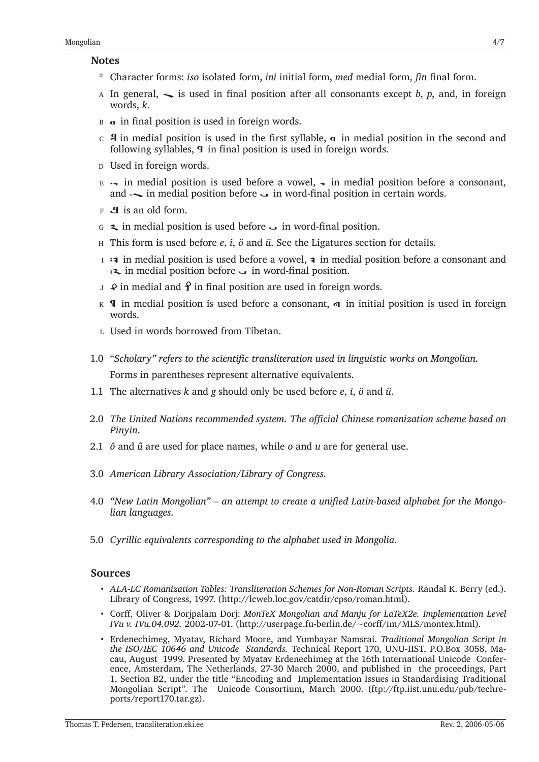## Notes

- \* Character forms: *iso* isolated form, *ini* initial form, *med* medial form, *fin* final form.
- A In general, ᠨ is used in final position after all consonants except *b*, *p*, and, in foreign words, *k*.
- B ᠠ in final position is used in foreign words.
- C ᠣ in medial position is used in the first syllable, ᠣ in medial position in the second and following syllables, ᠣ in final position is used in foreign words.
- D Used in foreign words.
- E ᠨ in medial position is used before a vowel, ᠨ in medial position before a consonant, and ᠨ in medial position before ᠢ in word-final position in certain words.
- F ᠣ is an old form.
- G ᠭ in medial position is used before ᠢ in word-final position.
- H This form is used before *e*, *i*, *ö* and *ü*. See the Ligatures section for details.
- I ᠭ in medial position is used before a vowel, ᠭ in medial position before a consonant and ᠭ in medial position before ᠢ in word-final position.
- J ᠹ in medial and ᠹ in final position are used in foreign words.
- K ᠭ in medial position is used before a consonant, ᠭ in initial position is used in foreign words.
- L Used in words borrowed from Tibetan.

1.0 "*Scholary" refers to the scientific transliteration used in linguistic works on Mongolian.*
Forms in parentheses represent alternative equivalents.

1.1 The alternatives *k* and *g* should only be used before *e*, *i*, *ö* and *ü*.

2.0 *The United Nations recommended system. The official Chinese romanization scheme based on Pinyin.*

2.1 *ô* and *û* are used for place names, while *o* and *u* are for general use.

3.0 *American Library Association/Library of Congress.*

4.0 *"New Latin Mongolian" – an attempt to create a unified Latin-based alphabet for the Mongolian languages.*

5.0 *Cyrillic equivalents corresponding to the alphabet used in Mongolia.*

## Sources

- *ALA-LC Romanization Tables: Transliteration Schemes for Non-Roman Scripts.* Randal K. Berry (ed.). Library of Congress, 1997. (http://lcweb.loc.gov/catdir/cpso/roman.html).
- Corff, Oliver & Dorjpalam Dorj: *MonTeX Mongolian and Manju for LaTeX2e. Implementation Level IVu v. IVu.04.092.* 2002-07-01. (http://userpage.fu-berlin.de/~corff/im/MLS/montex.html).
- Erdenechimeg, Myatav, Richard Moore, and Yumbayar Namsrai. *Traditional Mongolian Script in the ISO/IEC 10646 and Unicode Standards.* Technical Report 170, UNU-IIST, P.O.Box 3058, Macau, August 1999. Presented by Myatav Erdenechimeg at the 16th International Unicode Conference, Amsterdam, The Netherlands, 27-30 March 2000, and published in the proceedings, Part 1, Section B2, under the title "Encoding and Implementation Issues in Standardising Traditional Mongolian Script". The Unicode Consortium, March 2000. (ftp://ftp.iist.unu.edu/pub/techreports/report170.tar.gz).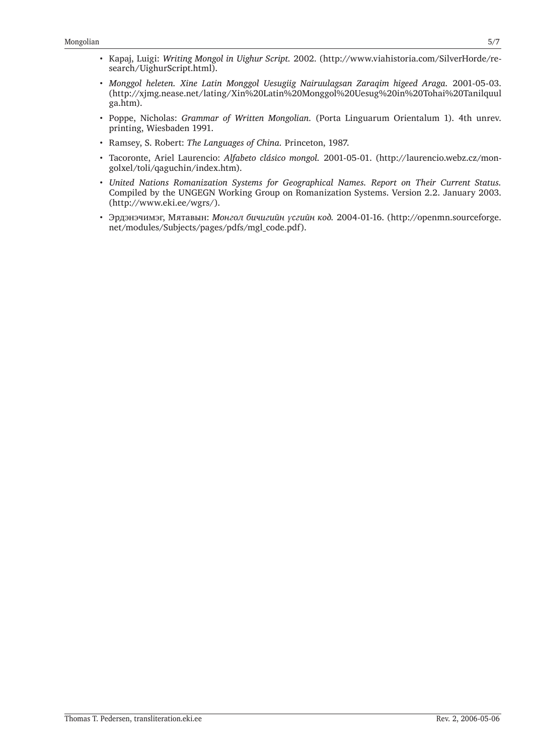- Kapaj, Luigi: *Writing Mongol in Uighur Script.* 2002. (http://www.viahistoria.com/SilverHorde/research/UighurScript.html).
- *Monggol heleten. Xine Latin Monggol Uesugiig Nairuulagsan Zaraqim higeed Araga.* 2001-05-03. (http://xjmg.nease.net/lating/Xin%20Latin%20Monggol%20Uesug%20in%20Tohai%20Tanilquulga.htm).
- Poppe, Nicholas: *Grammar of Written Mongolian.* (Porta Linguarum Orientalum 1). 4th unrev. printing, Wiesbaden 1991.
- Ramsey, S. Robert: *The Languages of China.* Princeton, 1987.
- Tacoronte, Ariel Laurencio: *Alfabeto clásico mongol.* 2001-05-01. (http://laurencio.webz.cz/mongolxel/toli/qaguchin/index.htm).
- *United Nations Romanization Systems for Geographical Names. Report on Their Current Status.* Compiled by the UNGEGN Working Group on Romanization Systems. Version 2.2. January 2003. (http://www.eki.ee/wgrs/).
- Эрдэнэчимэг, Мятавын: *Монгол бичигийн үсгийн код.* 2004-01-16. (http://openmn.sourceforge.net/modules/Subjects/pages/pdfs/mgl_code.pdf).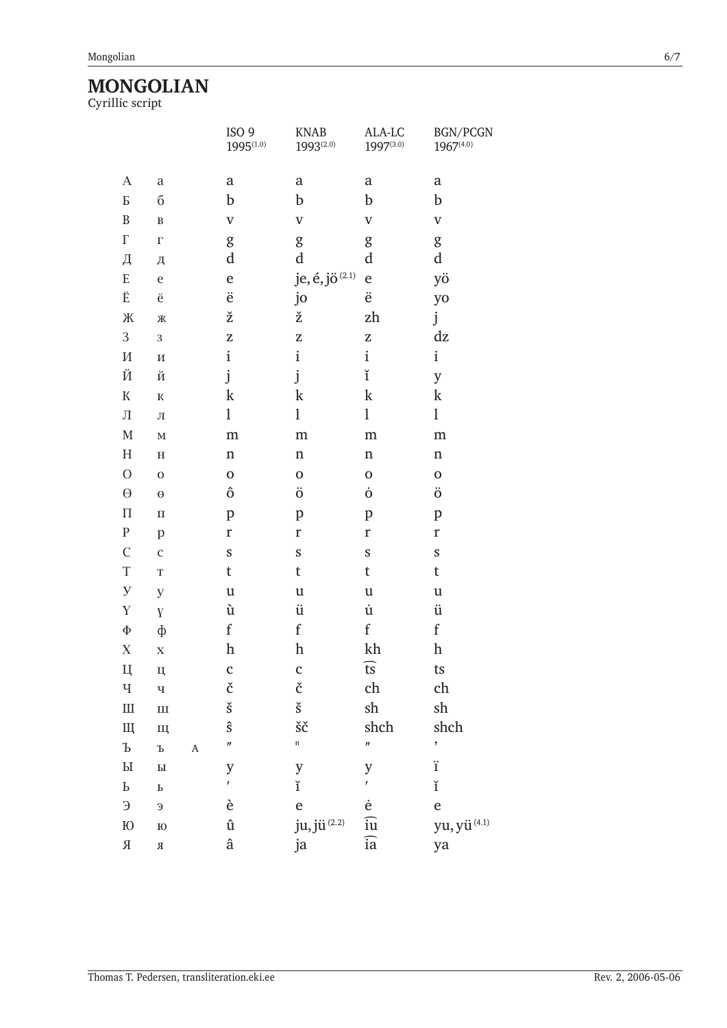# MONGOLIAN

Cyrillic script

| | | | ISO 9 1995(1.0) | KNAB 1993(2.0) | ALA-LC 1997(3.0) | BGN/PCGN 1967(4.0) |
|---|---|---|---|---|---|---|
| А | а | | a | a | a | a |
| Б | б | | b | b | b | b |
| В | в | | v | v | v | v |
| Г | г | | g | g | g | g |
| Д | д | | d | d | d | d |
| Е | е | | e | je, é, jö (2.1) | e | yö |
| Ё | ё | | ë | jo | ë | yo |
| Ж | ж | | ž | ž | zh | j |
| З | з | | z | z | z | dz |
| И | и | | i | i | i | i |
| Й | й | | j | j | ĭ | y |
| К | к | | k | k | k | k |
| Л | л | | l | l | l | l |
| М | м | | m | m | m | m |
| Н | н | | n | n | n | n |
| О | о | | o | o | o | o |
| Ө | ө | | ô | ö | ȯ | ö |
| П | п | | p | p | p | p |
| Р | р | | r | r | r | r |
| С | с | | s | s | s | s |
| Т | т | | t | t | t | t |
| У | у | | u | u | u | u |
| Ү | ү | | ù | ü | u̇ | ü |
| Ф | ф | | f | f | f | f |
| Х | х | | h | h | kh | h |
| Ц | ц | | c | c | t͡s | ts |
| Ч | ч | | č | č | ch | ch |
| Ш | ш | | š | š | sh | sh |
| Щ | щ | | ŝ | šč | shch | shch |
| Ъ | ъ | A | ″ | " | ″ | ’ |
| Ы | ы | | y | y | y | ï |
| Ь | ь | | ′ | ĭ | ′ | ĭ |
| Э | э | | è | e | ė | e |
| Ю | ю | | û | ju, jü (2.2) | i͡u | yu, yü (4.1) |
| Я | я | | â | ja | i͡a | ya |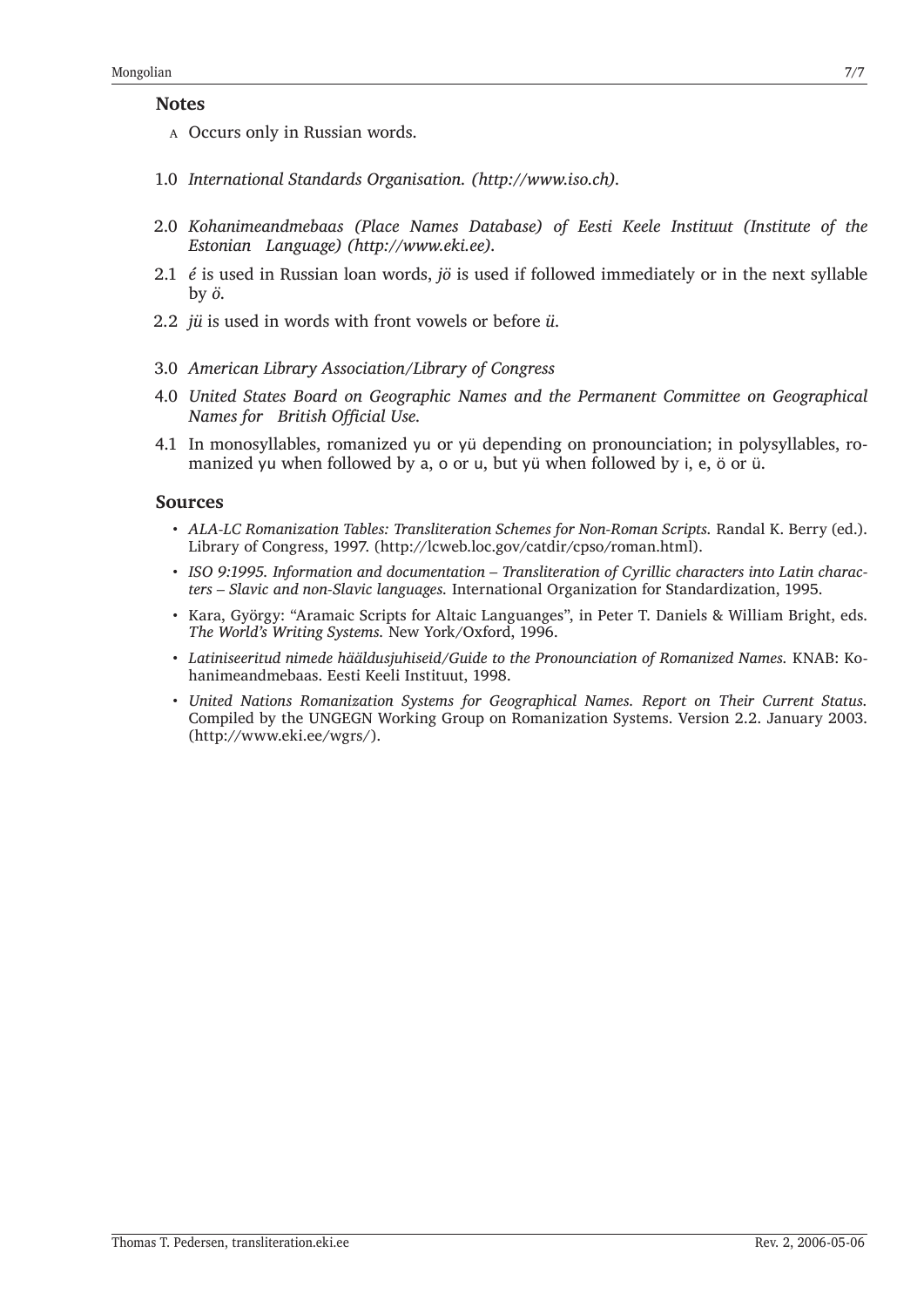## Notes

A Occurs only in Russian words.

1.0 *International Standards Organisation. (http://www.iso.ch).*

2.0 *Kohanimeandmebaas (Place Names Database) of Eesti Keele Instituut (Institute of the Estonian Language) (http://www.eki.ee).*

2.1 *é* is used in Russian loan words, *jö* is used if followed immediately or in the next syllable by *ö*.

2.2 *jü* is used in words with front vowels or before *ü*.

3.0 *American Library Association/Library of Congress*

4.0 *United States Board on Geographic Names and the Permanent Committee on Geographical Names for British Official Use.*

4.1 In monosyllables, romanized yu or yü depending on pronounciation; in polysyllables, romanized yu when followed by a, o or u, but yü when followed by i, e, ö or ü.

## Sources

- *ALA-LC Romanization Tables: Transliteration Schemes for Non-Roman Scripts.* Randal K. Berry (ed.). Library of Congress, 1997. (http://lcweb.loc.gov/catdir/cpso/roman.html).
- *ISO 9:1995. Information and documentation – Transliteration of Cyrillic characters into Latin characters – Slavic and non-Slavic languages.* International Organization for Standardization, 1995.
- Kara, György: "Aramaic Scripts for Altaic Languanges", in Peter T. Daniels & William Bright, eds. *The World's Writing Systems.* New York/Oxford, 1996.
- *Latiniseeritud nimede hääldusjuhiseid/Guide to the Pronounciation of Romanized Names.* KNAB: Kohanimeandmebaas. Eesti Keeli Instituut, 1998.
- *United Nations Romanization Systems for Geographical Names. Report on Their Current Status.* Compiled by the UNGEGN Working Group on Romanization Systems. Version 2.2. January 2003. (http://www.eki.ee/wgrs/).